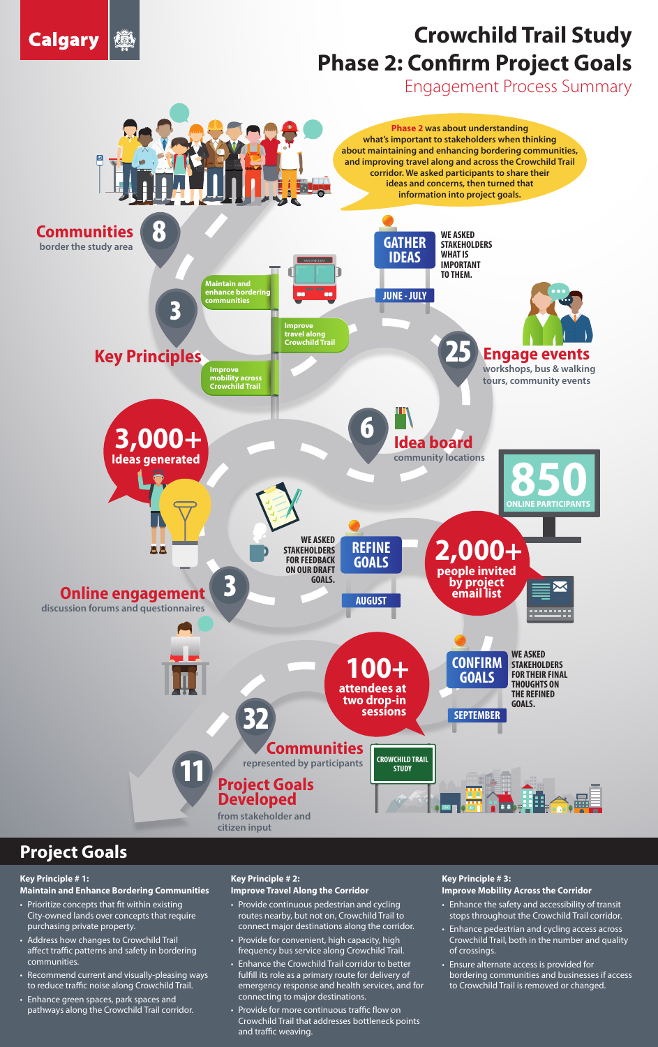Calgary

# Crowchild Trail Study
# Phase 2: Confirm Project Goals

## Engagement Process Summary

**Phase 2** was about understanding what's important to stakeholders when thinking about maintaining and enhancing bordering communities, and improving travel along and across the Crowchild Trail corridor. We asked participants to share their ideas and concerns, then turned that information into project goals.

**8 Communities**
border the study area

**3 Key Principles**
- Maintain and enhance bordering communities
- Improve travel along Crowchild Trail
- Improve mobility across Crowchild Trail

**GATHER IDEAS** — JUNE - JULY
WE ASKED STAKEHOLDERS WHAT IS IMPORTANT TO THEM.

**25 Engage events**
workshops, bus & walking tours, community events

**3,000+**
Ideas generated

**6 Idea board**
community locations

**850**
ONLINE PARTICIPANTS

**REFINE GOALS** — AUGUST
WE ASKED STAKEHOLDERS FOR FEEDBACK ON OUR DRAFT GOALS.

**2,000+**
people invited by project email list

**3 Online engagement**
discussion forums and questionnaires

**CONFIRM GOALS** — SEPTEMBER
WE ASKED STAKEHOLDERS FOR THEIR FINAL THOUGHTS ON THE REFINED GOALS.

**100+**
attendees at two drop-in sessions

**32 Communities**
represented by participants

**11 Project Goals Developed**
from stakeholder and citizen input

CROWCHILD TRAIL STUDY

## Project Goals

### Key Principle # 1: Maintain and Enhance Bordering Communities

- Prioritize concepts that fit within existing City-owned lands over concepts that require purchasing private property.
- Address how changes to Crowchild Trail affect traffic patterns and safety in bordering communities.
- Recommend current and visually-pleasing ways to reduce traffic noise along Crowchild Trail.
- Enhance green spaces, park spaces and pathways along the Crowchild Trail corridor.

### Key Principle # 2: Improve Travel Along the Corridor

- Provide continuous pedestrian and cycling routes nearby, but not on, Crowchild Trail to connect major destinations along the corridor.
- Provide for convenient, high capacity, high frequency bus service along Crowchild Trail.
- Enhance the Crowchild Trail corridor to better fulfill its role as a primary route for delivery of emergency response and health services, and for connecting to major destinations.
- Provide for more continuous traffic flow on Crowchild Trail that addresses bottleneck points and traffic weaving.

### Key Principle # 3: Improve Mobility Across the Corridor

- Enhance the safety and accessibility of transit stops throughout the Crowchild Trail corridor.
- Enhance pedestrian and cycling access across Crowchild Trail, both in the number and quality of crossings.
- Ensure alternate access is provided for bordering communities and businesses if access to Crowchild Trail is removed or changed.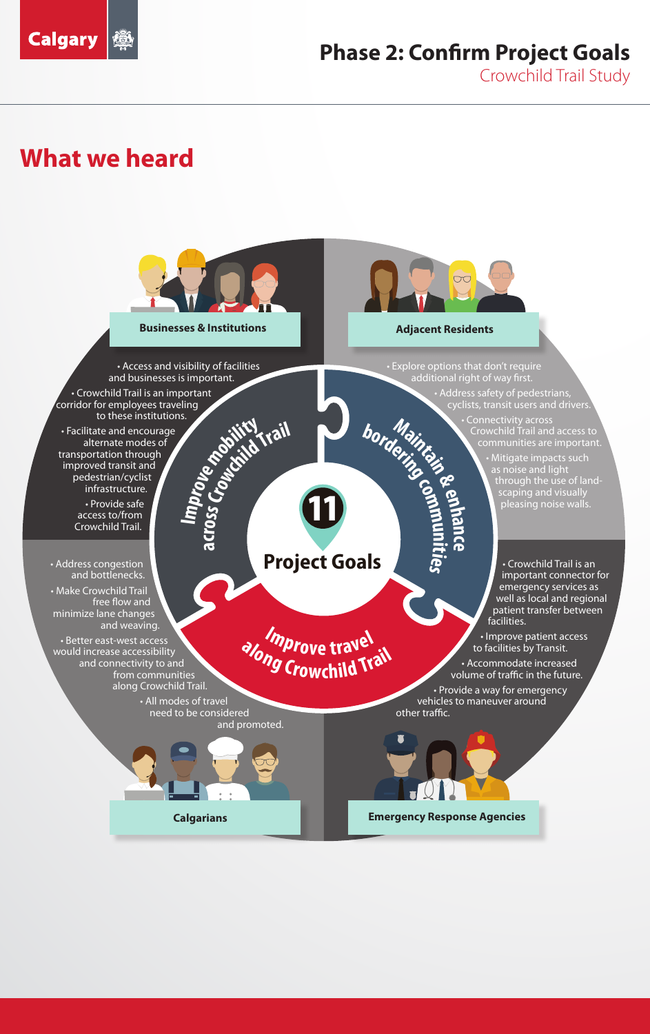# Phase 2: Confirm Project Goals

Crowchild Trail Study

## What we heard

### Businesses & Institutions

- Access and visibility of facilities and businesses is important.
- Crowchild Trail is an important corridor for employees traveling to these institutions.
- Facilitate and encourage alternate modes of transportation through improved transit and pedestrian/cyclist infrastructure.
- Provide safe access to/from Crowchild Trail.

### Adjacent Residents

- Explore options that don't require additional right of way first.
- Address safety of pedestrians, cyclists, transit users and drivers.
- Connectivity across Crowchild Trail and access to communities are important.
- Mitigate impacts such as noise and light through the use of landscaping and visually pleasing noise walls.

### Calgarians

- Address congestion and bottlenecks.
- Make Crowchild Trail free flow and minimize lane changes and weaving.
- Better east-west access would increase accessibility and connectivity to and from communities along Crowchild Trail.
- All modes of travel need to be considered and promoted.

### Emergency Response Agencies

- Crowchild Trail is an important connector for emergency services as well as local and regional patient transfer between facilities.
- Improve patient access to facilities by Transit.
- Accommodate increased volume of traffic in the future.
- Provide a way for emergency vehicles to maneuver around other traffic.

### 11 Project Goals

- Improve mobility across Crowchild Trail
- Maintain & enhance bordering communities
- Improve travel along Crowchild Trail